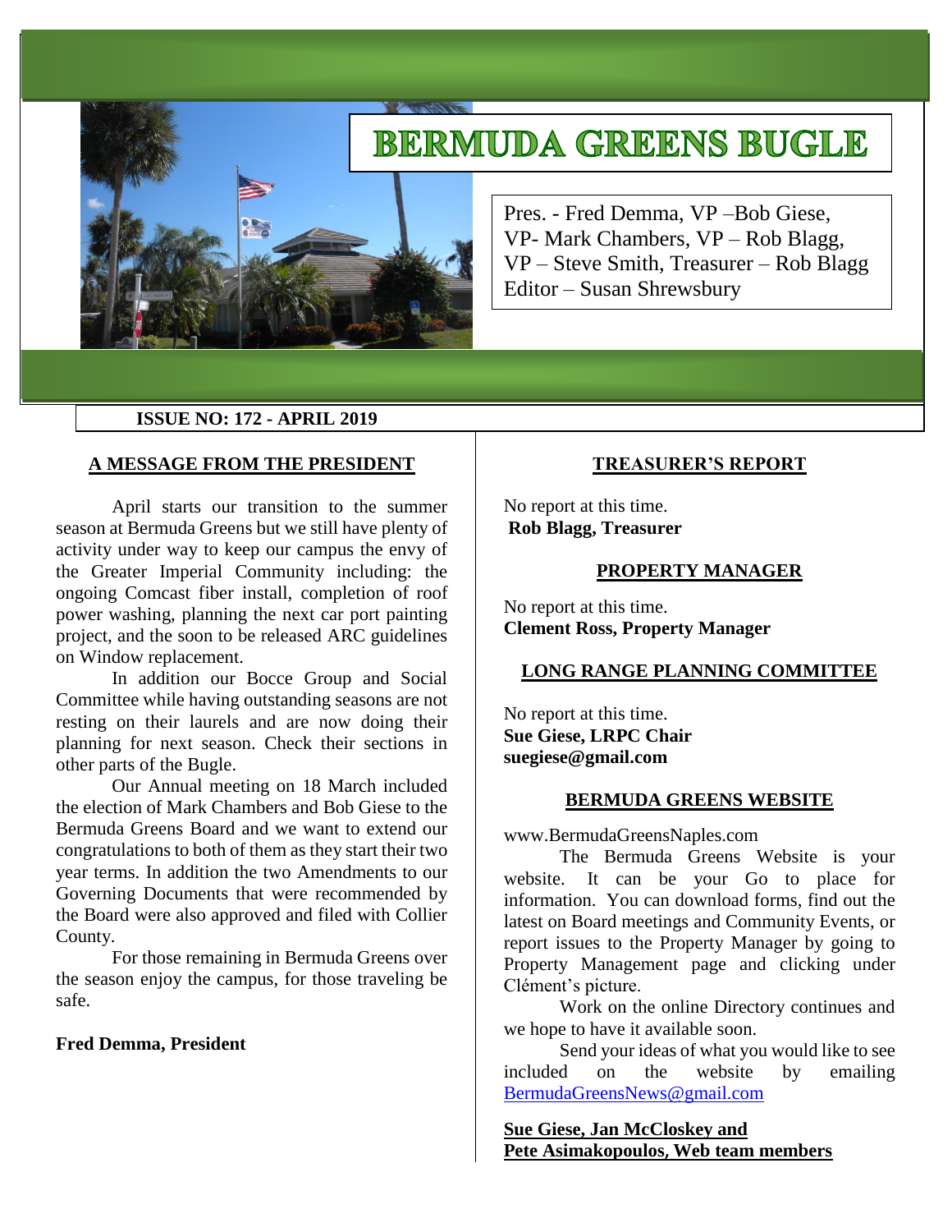# BERMUDA GREENS BUGLE

Pres. - Fred Demma, VP –Bob Giese,
VP- Mark Chambers, VP – Rob Blagg,
VP – Steve Smith, Treasurer – Rob Blagg
Editor – Susan Shrewsbury

**ISSUE NO: 172 - APRIL 2019**

## A MESSAGE FROM THE PRESIDENT

April starts our transition to the summer season at Bermuda Greens but we still have plenty of activity under way to keep our campus the envy of the Greater Imperial Community including: the ongoing Comcast fiber install, completion of roof power washing, planning the next car port painting project, and the soon to be released ARC guidelines on Window replacement.

In addition our Bocce Group and Social Committee while having outstanding seasons are not resting on their laurels and are now doing their planning for next season. Check their sections in other parts of the Bugle.

Our Annual meeting on 18 March included the election of Mark Chambers and Bob Giese to the Bermuda Greens Board and we want to extend our congratulations to both of them as they start their two year terms. In addition the two Amendments to our Governing Documents that were recommended by the Board were also approved and filed with Collier County.

For those remaining in Bermuda Greens over the season enjoy the campus, for those traveling be safe.

**Fred Demma, President**

## TREASURER'S REPORT

No report at this time.
**Rob Blagg, Treasurer**

## PROPERTY MANAGER

No report at this time.
**Clement Ross, Property Manager**

## LONG RANGE PLANNING COMMITTEE

No report at this time.
**Sue Giese, LRPC Chair**
**suegiese@gmail.com**

## BERMUDA GREENS WEBSITE

www.BermudaGreensNaples.com

The Bermuda Greens Website is your website. It can be your Go to place for information. You can download forms, find out the latest on Board meetings and Community Events, or report issues to the Property Manager by going to Property Management page and clicking under Clément's picture.

Work on the online Directory continues and we hope to have it available soon.

Send your ideas of what you would like to see included on the website by emailing BermudaGreensNews@gmail.com

**Sue Giese, Jan McCloskey and Pete Asimakopoulos, Web team members**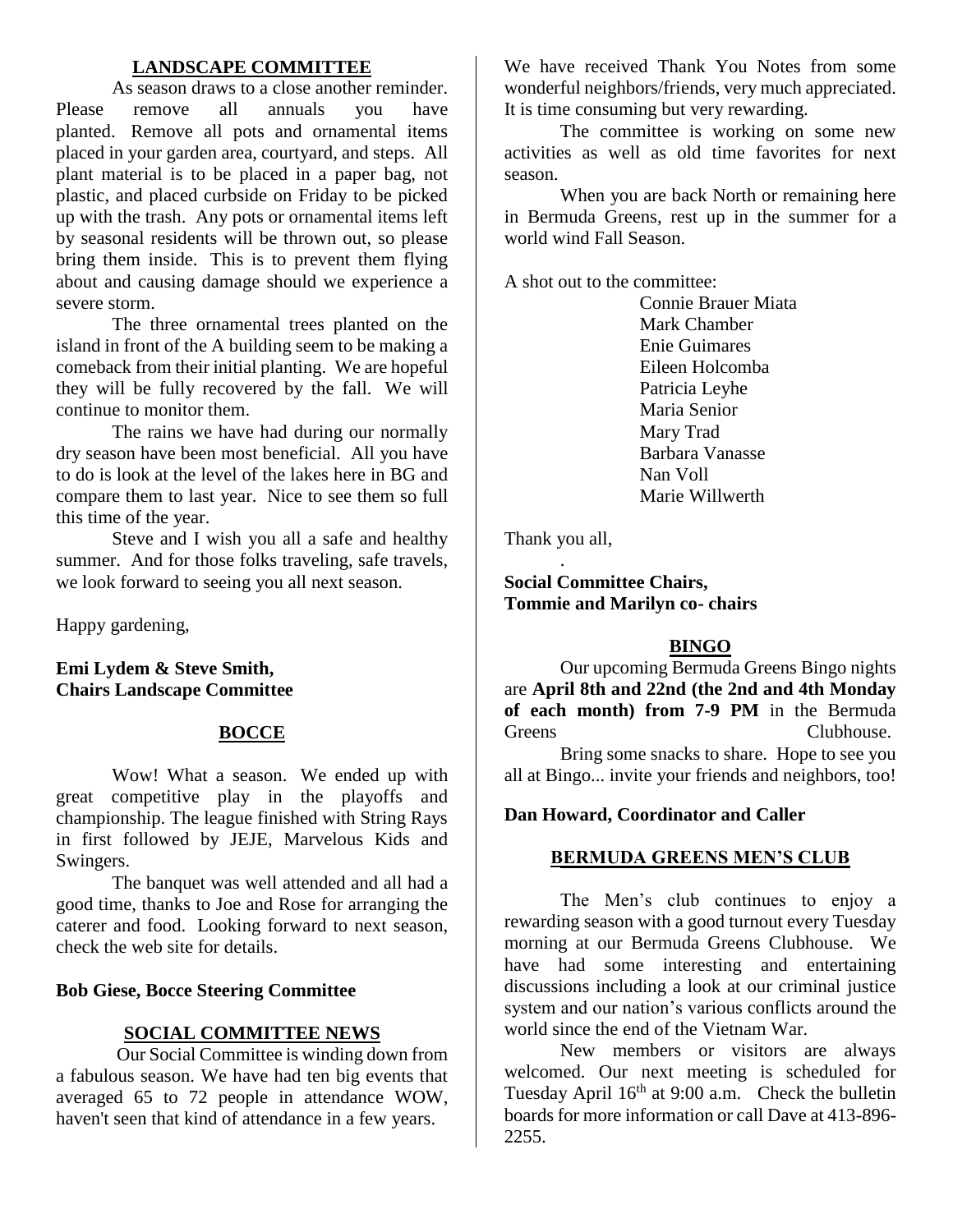## LANDSCAPE COMMITTEE

As season draws to a close another reminder. Please remove all annuals you have planted. Remove all pots and ornamental items placed in your garden area, courtyard, and steps. All plant material is to be placed in a paper bag, not plastic, and placed curbside on Friday to be picked up with the trash. Any pots or ornamental items left by seasonal residents will be thrown out, so please bring them inside. This is to prevent them flying about and causing damage should we experience a severe storm.

The three ornamental trees planted on the island in front of the A building seem to be making a comeback from their initial planting. We are hopeful they will be fully recovered by the fall. We will continue to monitor them.

The rains we have had during our normally dry season have been most beneficial. All you have to do is look at the level of the lakes here in BG and compare them to last year. Nice to see them so full this time of the year.

Steve and I wish you all a safe and healthy summer. And for those folks traveling, safe travels, we look forward to seeing you all next season.

Happy gardening,

**Emi Lydem & Steve Smith,**
**Chairs Landscape Committee**

## BOCCE

Wow! What a season. We ended up with great competitive play in the playoffs and championship. The league finished with String Rays in first followed by JEJE, Marvelous Kids and Swingers.

The banquet was well attended and all had a good time, thanks to Joe and Rose for arranging the caterer and food. Looking forward to next season, check the web site for details.

**Bob Giese, Bocce Steering Committee**

## SOCIAL COMMITTEE NEWS

Our Social Committee is winding down from a fabulous season. We have had ten big events that averaged 65 to 72 people in attendance WOW, haven't seen that kind of attendance in a few years.

We have received Thank You Notes from some wonderful neighbors/friends, very much appreciated. It is time consuming but very rewarding.

The committee is working on some new activities as well as old time favorites for next season.

When you are back North or remaining here in Bermuda Greens, rest up in the summer for a world wind Fall Season.

A shot out to the committee:

Connie Brauer Miata
Mark Chamber
Enie Guimares
Eileen Holcomba
Patricia Leyhe
Maria Senior
Mary Trad
Barbara Vanasse
Nan Voll
Marie Willwerth

Thank you all,

**Social Committee Chairs,**
**Tommie and Marilyn co- chairs**

## BINGO

Our upcoming Bermuda Greens Bingo nights are **April 8th and 22nd (the 2nd and 4th Monday of each month) from 7-9 PM** in the Bermuda Greens Clubhouse.

Bring some snacks to share. Hope to see you all at Bingo... invite your friends and neighbors, too!

**Dan Howard, Coordinator and Caller**

## BERMUDA GREENS MEN'S CLUB

The Men's club continues to enjoy a rewarding season with a good turnout every Tuesday morning at our Bermuda Greens Clubhouse. We have had some interesting and entertaining discussions including a look at our criminal justice system and our nation's various conflicts around the world since the end of the Vietnam War.

New members or visitors are always welcomed. Our next meeting is scheduled for Tuesday April 16th at 9:00 a.m. Check the bulletin boards for more information or call Dave at 413-896-2255.